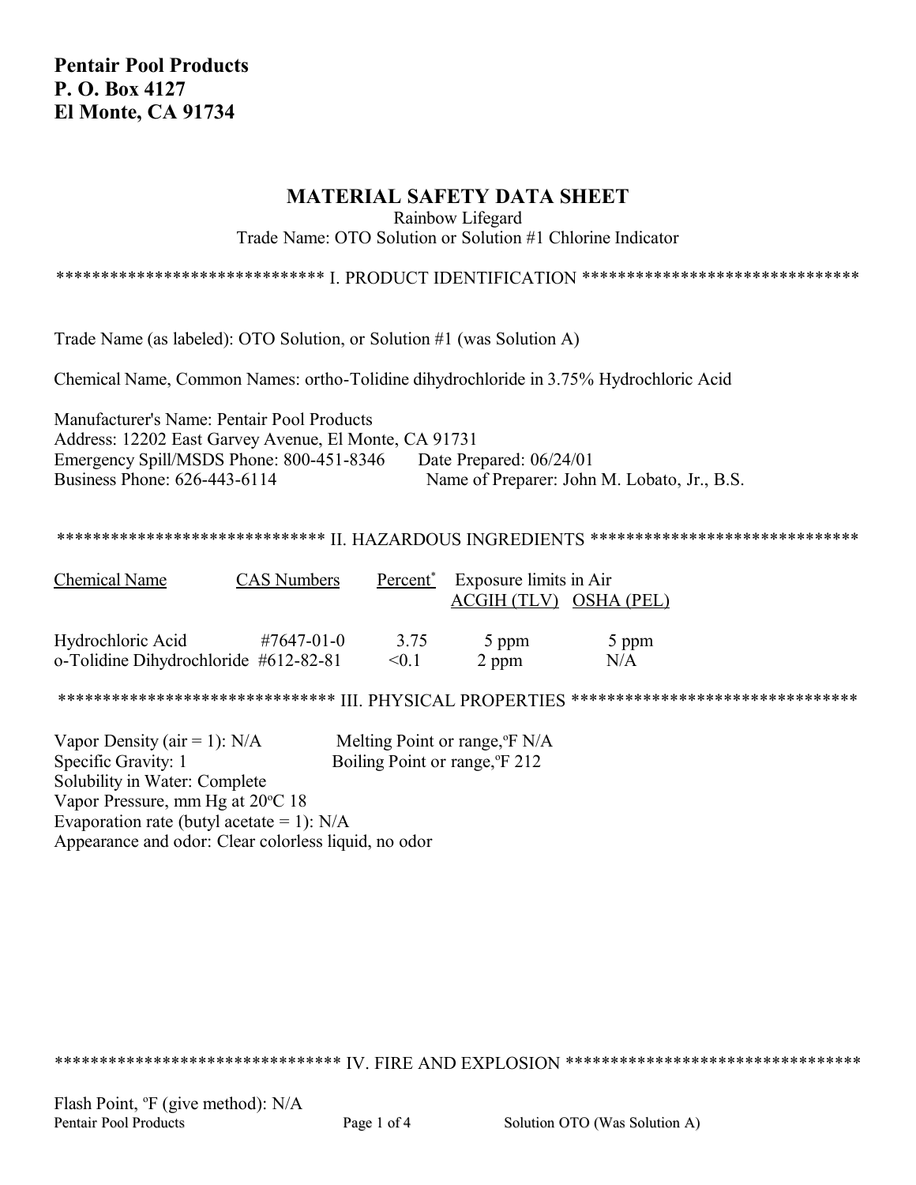**Pentair Pool Products**
**P. O. Box 4127**
**El Monte, CA 91734**

# MATERIAL SAFETY DATA SHEET

Rainbow Lifegard
Trade Name: OTO Solution or Solution #1 Chlorine Indicator

## I. PRODUCT IDENTIFICATION

Trade Name (as labeled): OTO Solution, or Solution #1 (was Solution A)

Chemical Name, Common Names: ortho-Tolidine dihydrochloride in 3.75% Hydrochloric Acid

Manufacturer's Name: Pentair Pool Products
Address: 12202 East Garvey Avenue, El Monte, CA 91731
Emergency Spill/MSDS Phone: 800-451-8346 Date Prepared: 06/24/01
Business Phone: 626-443-6114 Name of Preparer: John M. Lobato, Jr., B.S.

## II. HAZARDOUS INGREDIENTS

| Chemical Name | CAS Numbers | Percent* | Exposure limits in Air | |
|---|---|---|---|---|
| | | | ACGIH (TLV) | OSHA (PEL) |
| Hydrochloric Acid | #7647-01-0 | 3.75 | 5 ppm | 5 ppm |
| o-Tolidine Dihydrochloride | #612-82-81 | <0.1 | 2 ppm | N/A |

## III. PHYSICAL PROPERTIES

Vapor Density (air = 1): N/A
Melting Point or range,°F N/A
Specific Gravity: 1
Boiling Point or range,°F 212
Solubility in Water: Complete
Vapor Pressure, mm Hg at 20°C 18
Evaporation rate (butyl acetate = 1): N/A
Appearance and odor: Clear colorless liquid, no odor

## IV. FIRE AND EXPLOSION

Flash Point, °F (give method): N/A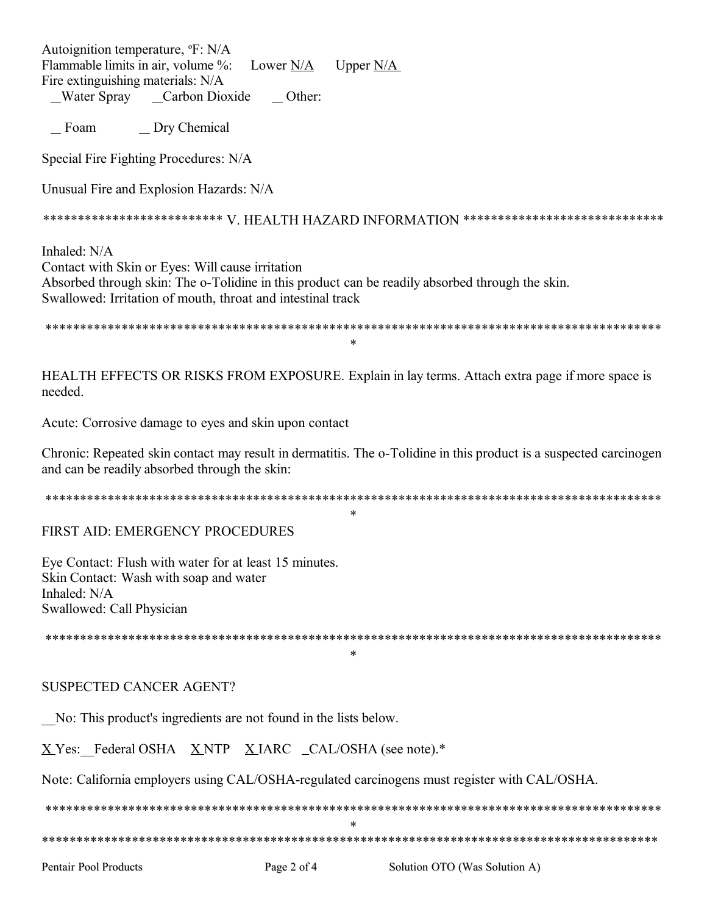Autoignition temperature, °F: N/A
Flammable limits in air, volume %: Lower N/A Upper N/A
Fire extinguishing materials: N/A
__Water Spray __Carbon Dioxide __ Other:

__ Foam __ Dry Chemical

Special Fire Fighting Procedures: N/A

Unusual Fire and Explosion Hazards: N/A

************************** V. HEALTH HAZARD INFORMATION *****************************

Inhaled: N/A
Contact with Skin or Eyes: Will cause irritation
Absorbed through skin: The o-Tolidine in this product can be readily absorbed through the skin.
Swallowed: Irritation of mouth, throat and intestinal track

*************************************************************************************************

HEALTH EFFECTS OR RISKS FROM EXPOSURE. Explain in lay terms. Attach extra page if more space is needed.

Acute: Corrosive damage to eyes and skin upon contact

Chronic: Repeated skin contact may result in dermatitis. The o-Tolidine in this product is a suspected carcinogen and can be readily absorbed through the skin:

*************************************************************************************************

FIRST AID: EMERGENCY PROCEDURES

Eye Contact: Flush with water for at least 15 minutes.
Skin Contact: Wash with soap and water
Inhaled: N/A
Swallowed: Call Physician

*************************************************************************************************

SUSPECTED CANCER AGENT?

__No: This product's ingredients are not found in the lists below.

X Yes: __Federal OSHA X NTP X IARC _CAL/OSHA (see note).*

Note: California employers using CAL/OSHA-regulated carcinogens must register with CAL/OSHA.

*************************************************************************************************
*************************************************************************************************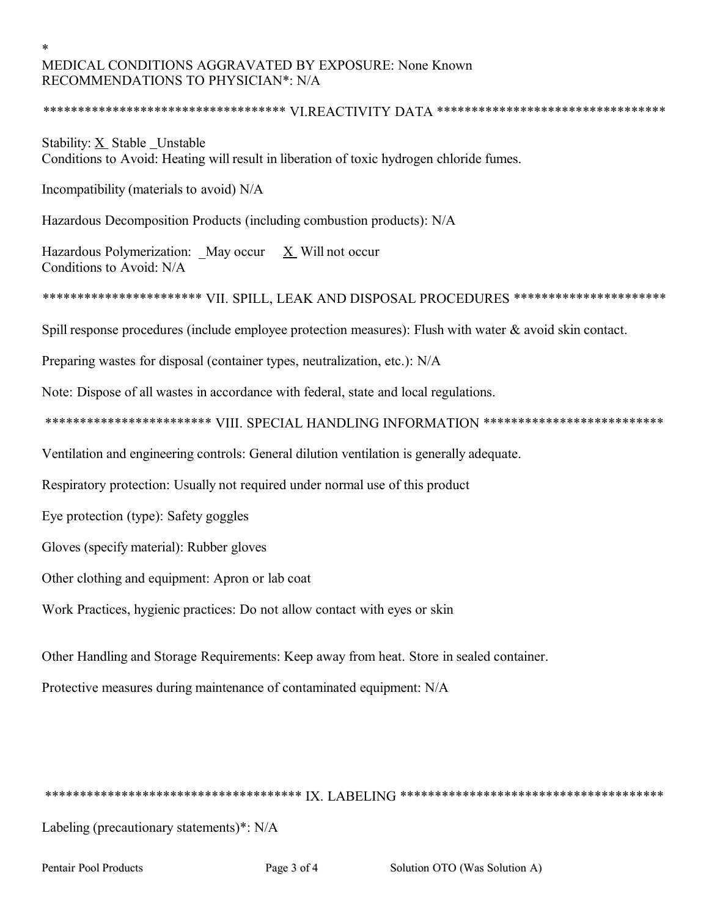*

MEDICAL CONDITIONS AGGRAVATED BY EXPOSURE: None Known
RECOMMENDATIONS TO PHYSICIAN*: N/A

## ************************************ VI.REACTIVITY DATA **********************************

Stability: X Stable _Unstable
Conditions to Avoid: Heating will result in liberation of toxic hydrogen chloride fumes.

Incompatibility (materials to avoid) N/A

Hazardous Decomposition Products (including combustion products): N/A

Hazardous Polymerization: _May occur X Will not occur
Conditions to Avoid: N/A

## *********************** VII. SPILL, LEAK AND DISPOSAL PROCEDURES **********************

Spill response procedures (include employee protection measures): Flush with water & avoid skin contact.

Preparing wastes for disposal (container types, neutralization, etc.): N/A

Note: Dispose of all wastes in accordance with federal, state and local regulations.

## ************************ VIII. SPECIAL HANDLING INFORMATION **************************

Ventilation and engineering controls: General dilution ventilation is generally adequate.

Respiratory protection: Usually not required under normal use of this product

Eye protection (type): Safety goggles

Gloves (specify material): Rubber gloves

Other clothing and equipment: Apron or lab coat

Work Practices, hygienic practices: Do not allow contact with eyes or skin

Other Handling and Storage Requirements: Keep away from heat. Store in sealed container.

Protective measures during maintenance of contaminated equipment: N/A

## ************************************* IX. LABELING **************************************

Labeling (precautionary statements)*: N/A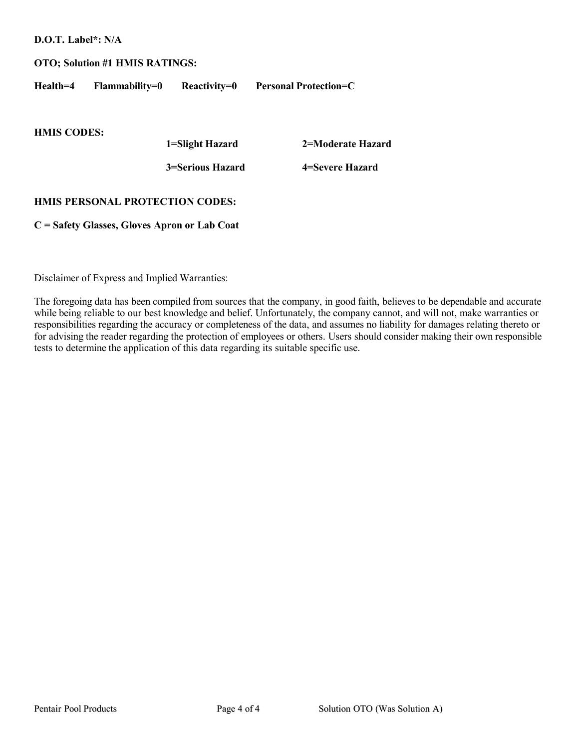**D.O.T. Label*: N/A**

**OTO; Solution #1 HMIS RATINGS:**

**Health=4 Flammability=0 Reactivity=0 Personal Protection=C**

**HMIS CODES:**

| | |
|---|---|
| **1=Slight Hazard** | **2=Moderate Hazard** |
| **3=Serious Hazard** | **4=Severe Hazard** |

**HMIS PERSONAL PROTECTION CODES:**

**C = Safety Glasses, Gloves Apron or Lab Coat**

Disclaimer of Express and Implied Warranties:

The foregoing data has been compiled from sources that the company, in good faith, believes to be dependable and accurate while being reliable to our best knowledge and belief. Unfortunately, the company cannot, and will not, make warranties or responsibilities regarding the accuracy or completeness of the data, and assumes no liability for damages relating thereto or for advising the reader regarding the protection of employees or others. Users should consider making their own responsible tests to determine the application of this data regarding its suitable specific use.